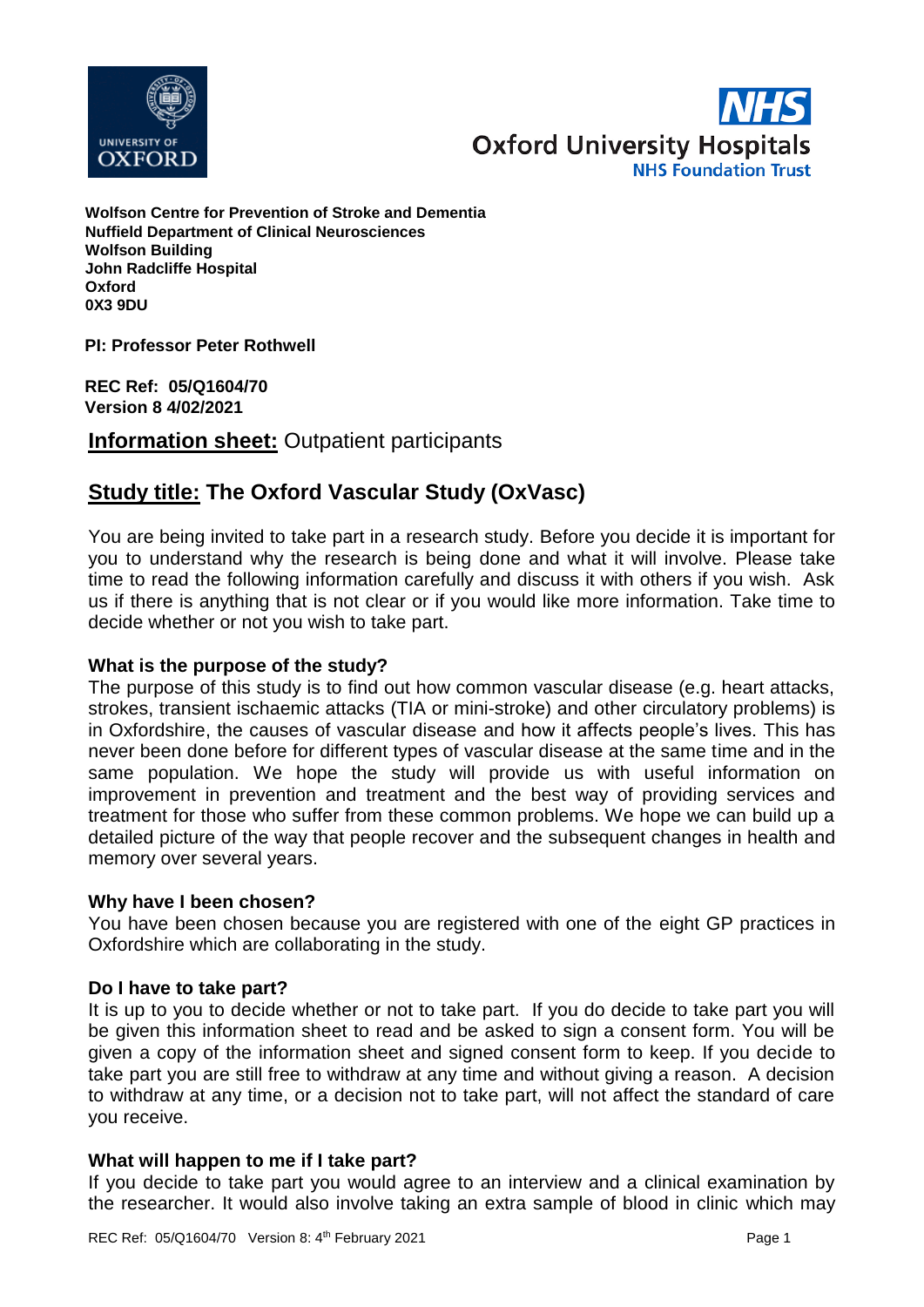**Wolfson Centre for Prevention of Stroke and Dementia**
**Nuffield Department of Clinical Neurosciences**
**Wolfson Building**
**John Radcliffe Hospital**
**Oxford**
**0X3 9DU**

**PI: Professor Peter Rothwell**

**REC Ref: 05/Q1604/70**
**Version 8 4/02/2021**

## **Information sheet:** Outpatient participants

## **Study title:** The Oxford Vascular Study (OxVasc)

You are being invited to take part in a research study. Before you decide it is important for you to understand why the research is being done and what it will involve. Please take time to read the following information carefully and discuss it with others if you wish. Ask us if there is anything that is not clear or if you would like more information. Take time to decide whether or not you wish to take part.

### What is the purpose of the study?

The purpose of this study is to find out how common vascular disease (e.g. heart attacks, strokes, transient ischaemic attacks (TIA or mini-stroke) and other circulatory problems) is in Oxfordshire, the causes of vascular disease and how it affects people's lives. This has never been done before for different types of vascular disease at the same time and in the same population. We hope the study will provide us with useful information on improvement in prevention and treatment and the best way of providing services and treatment for those who suffer from these common problems. We hope we can build up a detailed picture of the way that people recover and the subsequent changes in health and memory over several years.

### Why have I been chosen?

You have been chosen because you are registered with one of the eight GP practices in Oxfordshire which are collaborating in the study.

### Do I have to take part?

It is up to you to decide whether or not to take part. If you do decide to take part you will be given this information sheet to read and be asked to sign a consent form. You will be given a copy of the information sheet and signed consent form to keep. If you decide to take part you are still free to withdraw at any time and without giving a reason. A decision to withdraw at any time, or a decision not to take part, will not affect the standard of care you receive.

### What will happen to me if I take part?

If you decide to take part you would agree to an interview and a clinical examination by the researcher. It would also involve taking an extra sample of blood in clinic which may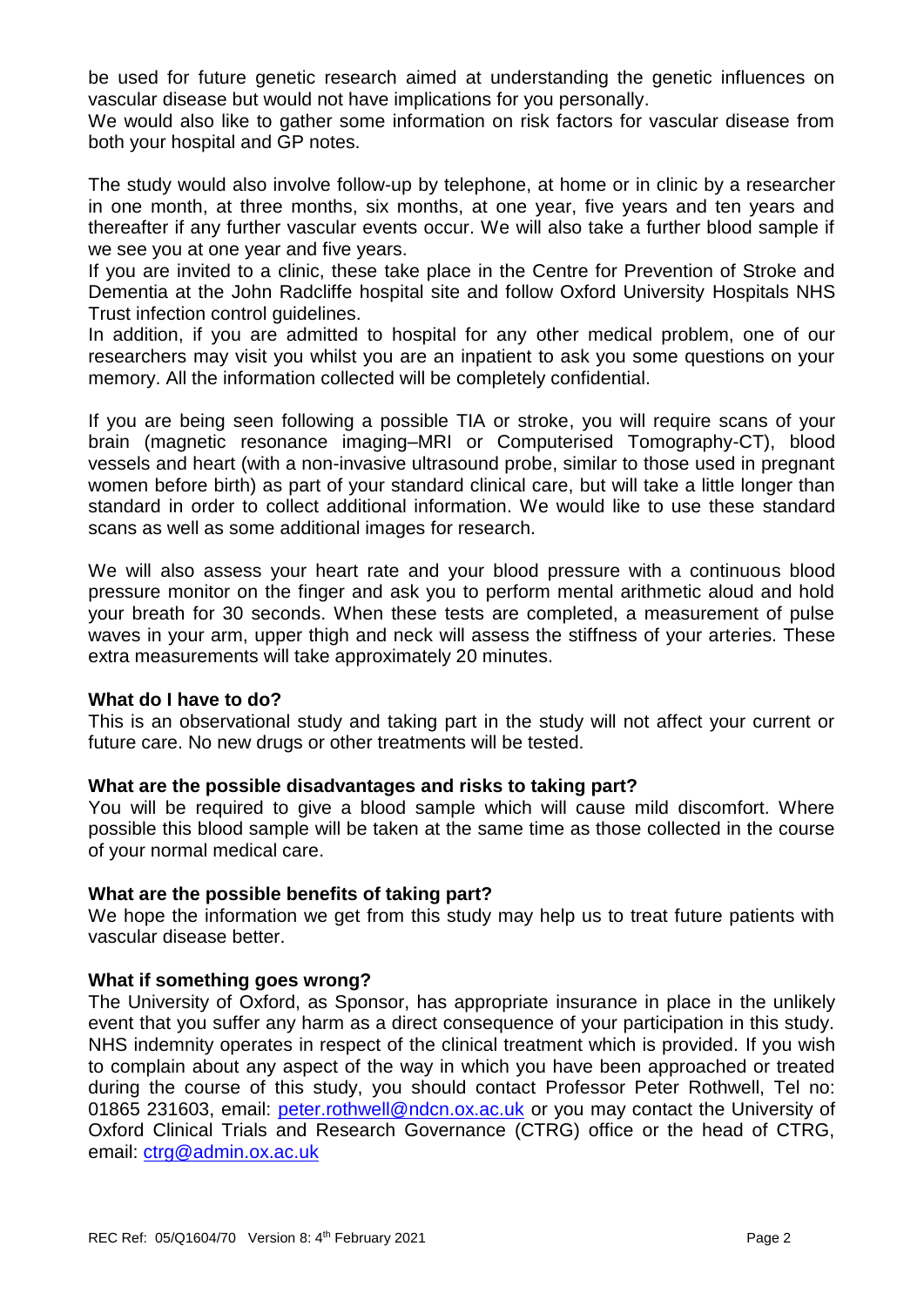be used for future genetic research aimed at understanding the genetic influences on vascular disease but would not have implications for you personally.
We would also like to gather some information on risk factors for vascular disease from both your hospital and GP notes.

The study would also involve follow-up by telephone, at home or in clinic by a researcher in one month, at three months, six months, at one year, five years and ten years and thereafter if any further vascular events occur. We will also take a further blood sample if we see you at one year and five years.
If you are invited to a clinic, these take place in the Centre for Prevention of Stroke and Dementia at the John Radcliffe hospital site and follow Oxford University Hospitals NHS Trust infection control guidelines.
In addition, if you are admitted to hospital for any other medical problem, one of our researchers may visit you whilst you are an inpatient to ask you some questions on your memory. All the information collected will be completely confidential.

If you are being seen following a possible TIA or stroke, you will require scans of your brain (magnetic resonance imaging–MRI or Computerised Tomography-CT), blood vessels and heart (with a non-invasive ultrasound probe, similar to those used in pregnant women before birth) as part of your standard clinical care, but will take a little longer than standard in order to collect additional information. We would like to use these standard scans as well as some additional images for research.

We will also assess your heart rate and your blood pressure with a continuous blood pressure monitor on the finger and ask you to perform mental arithmetic aloud and hold your breath for 30 seconds. When these tests are completed, a measurement of pulse waves in your arm, upper thigh and neck will assess the stiffness of your arteries. These extra measurements will take approximately 20 minutes.

**What do I have to do?**
This is an observational study and taking part in the study will not affect your current or future care. No new drugs or other treatments will be tested.

**What are the possible disadvantages and risks to taking part?**
You will be required to give a blood sample which will cause mild discomfort. Where possible this blood sample will be taken at the same time as those collected in the course of your normal medical care.

**What are the possible benefits of taking part?**
We hope the information we get from this study may help us to treat future patients with vascular disease better.

**What if something goes wrong?**
The University of Oxford, as Sponsor, has appropriate insurance in place in the unlikely event that you suffer any harm as a direct consequence of your participation in this study. NHS indemnity operates in respect of the clinical treatment which is provided. If you wish to complain about any aspect of the way in which you have been approached or treated during the course of this study, you should contact Professor Peter Rothwell, Tel no: 01865 231603, email: peter.rothwell@ndcn.ox.ac.uk or you may contact the University of Oxford Clinical Trials and Research Governance (CTRG) office or the head of CTRG, email: ctrg@admin.ox.ac.uk

REC Ref: 05/Q1604/70 Version 8: 4th February 2021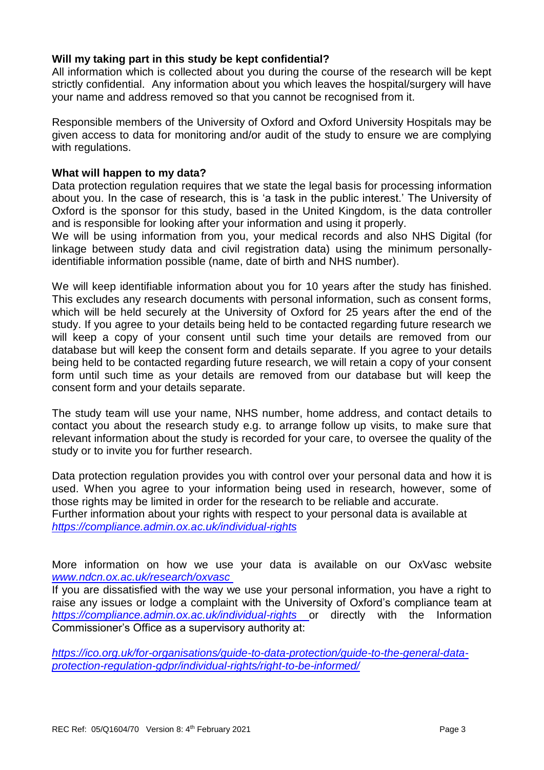**Will my taking part in this study be kept confidential?**

All information which is collected about you during the course of the research will be kept strictly confidential. Any information about you which leaves the hospital/surgery will have your name and address removed so that you cannot be recognised from it.

Responsible members of the University of Oxford and Oxford University Hospitals may be given access to data for monitoring and/or audit of the study to ensure we are complying with regulations.

**What will happen to my data?**

Data protection regulation requires that we state the legal basis for processing information about you. In the case of research, this is 'a task in the public interest.' The University of Oxford is the sponsor for this study, based in the United Kingdom, is the data controller and is responsible for looking after your information and using it properly.

We will be using information from you, your medical records and also NHS Digital (for linkage between study data and civil registration data) using the minimum personally-identifiable information possible (name, date of birth and NHS number).

We will keep identifiable information about you for 10 years after the study has finished. This excludes any research documents with personal information, such as consent forms, which will be held securely at the University of Oxford for 25 years after the end of the study. If you agree to your details being held to be contacted regarding future research we will keep a copy of your consent until such time your details are removed from our database but will keep the consent form and details separate. If you agree to your details being held to be contacted regarding future research, we will retain a copy of your consent form until such time as your details are removed from our database but will keep the consent form and your details separate.

The study team will use your name, NHS number, home address, and contact details to contact you about the research study e.g. to arrange follow up visits, to make sure that relevant information about the study is recorded for your care, to oversee the quality of the study or to invite you for further research.

Data protection regulation provides you with control over your personal data and how it is used. When you agree to your information being used in research, however, some of those rights may be limited in order for the research to be reliable and accurate.

Further information about your rights with respect to your personal data is available at *https://compliance.admin.ox.ac.uk/individual-rights*

More information on how we use your data is available on our OxVasc website *www.ndcn.ox.ac.uk/research/oxvasc*

If you are dissatisfied with the way we use your personal information, you have a right to raise any issues or lodge a complaint with the University of Oxford's compliance team at *https://compliance.admin.ox.ac.uk/individual-rights* or directly with the Information Commissioner's Office as a supervisory authority at:

*https://ico.org.uk/for-organisations/guide-to-data-protection/guide-to-the-general-data-protection-regulation-gdpr/individual-rights/right-to-be-informed/*

REC Ref: 05/Q1604/70 Version 8: 4th February 2021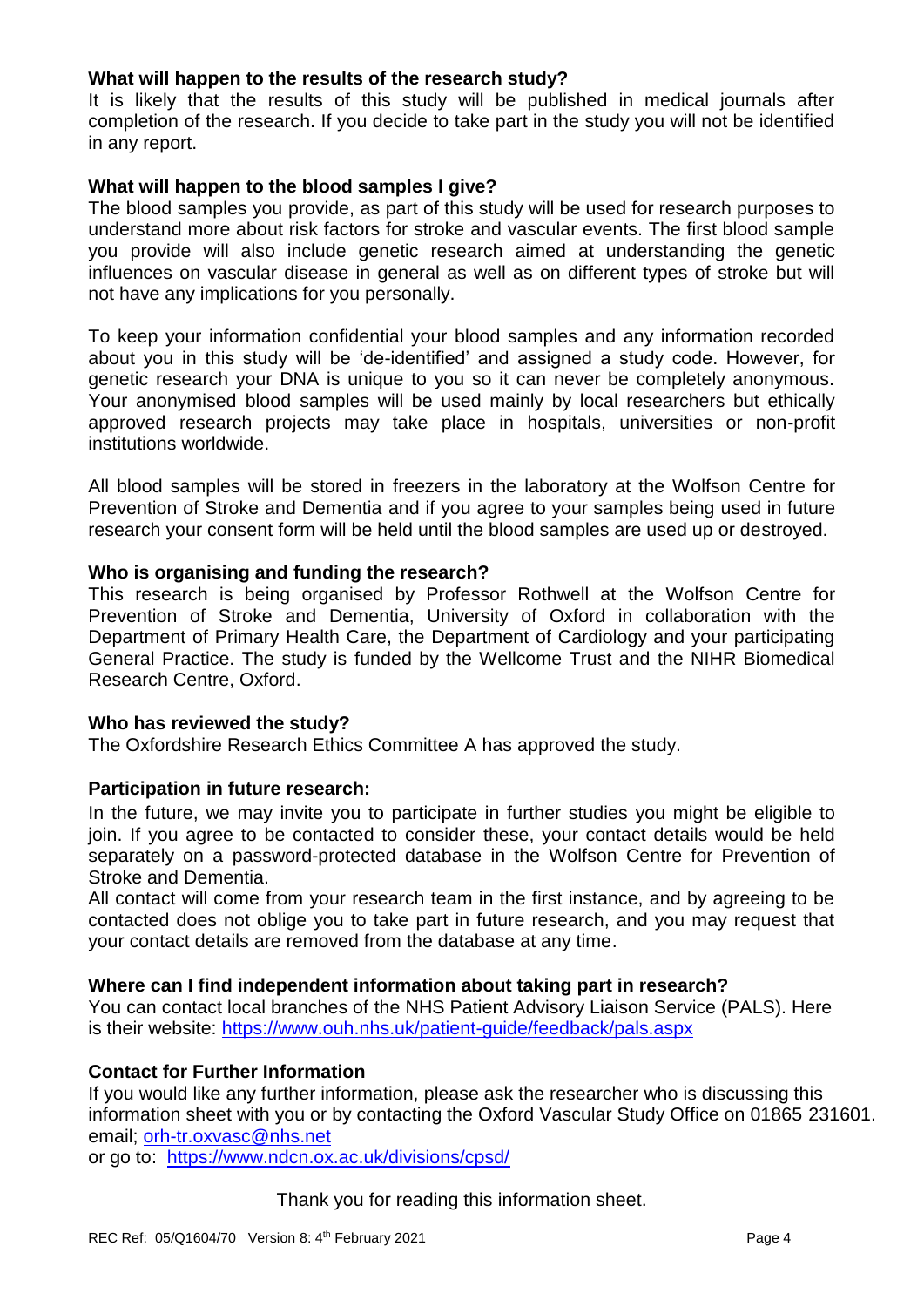**What will happen to the results of the research study?**

It is likely that the results of this study will be published in medical journals after completion of the research. If you decide to take part in the study you will not be identified in any report.

**What will happen to the blood samples I give?**

The blood samples you provide, as part of this study will be used for research purposes to understand more about risk factors for stroke and vascular events. The first blood sample you provide will also include genetic research aimed at understanding the genetic influences on vascular disease in general as well as on different types of stroke but will not have any implications for you personally.

To keep your information confidential your blood samples and any information recorded about you in this study will be 'de-identified' and assigned a study code. However, for genetic research your DNA is unique to you so it can never be completely anonymous. Your anonymised blood samples will be used mainly by local researchers but ethically approved research projects may take place in hospitals, universities or non-profit institutions worldwide.

All blood samples will be stored in freezers in the laboratory at the Wolfson Centre for Prevention of Stroke and Dementia and if you agree to your samples being used in future research your consent form will be held until the blood samples are used up or destroyed.

**Who is organising and funding the research?**

This research is being organised by Professor Rothwell at the Wolfson Centre for Prevention of Stroke and Dementia, University of Oxford in collaboration with the Department of Primary Health Care, the Department of Cardiology and your participating General Practice. The study is funded by the Wellcome Trust and the NIHR Biomedical Research Centre, Oxford.

**Who has reviewed the study?**

The Oxfordshire Research Ethics Committee A has approved the study.

**Participation in future research:**

In the future, we may invite you to participate in further studies you might be eligible to join. If you agree to be contacted to consider these, your contact details would be held separately on a password-protected database in the Wolfson Centre for Prevention of Stroke and Dementia.

All contact will come from your research team in the first instance, and by agreeing to be contacted does not oblige you to take part in future research, and you may request that your contact details are removed from the database at any time.

**Where can I find independent information about taking part in research?**

You can contact local branches of the NHS Patient Advisory Liaison Service (PALS). Here is their website: https://www.ouh.nhs.uk/patient-guide/feedback/pals.aspx

**Contact for Further Information**

If you would like any further information, please ask the researcher who is discussing this information sheet with you or by contacting the Oxford Vascular Study Office on 01865 231601. email; orh-tr.oxvasc@nhs.net

or go to: https://www.ndcn.ox.ac.uk/divisions/cpsd/

Thank you for reading this information sheet.

REC Ref: 05/Q1604/70 Version 8: 4th February 2021